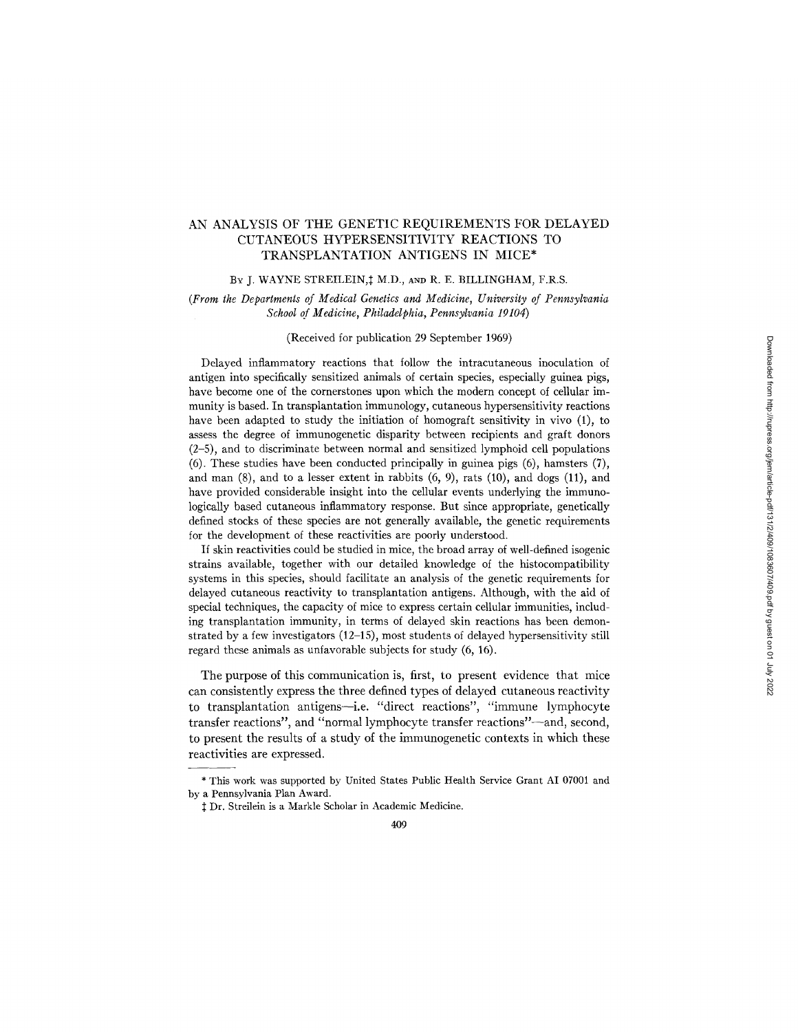# AN ANALYSIS OF THE GENETIC REQUIREMENTS FOR DELAYED CUTANEOUS HYPERSENSITIVITY REACTIONS TO TRANSPLANTATION ANTIGENS IN MICE*

BY J. WAYNE STREILEIN,‡ M.D., AND R. E. BILLINGHAM, F.R.S.

*(From the Departments of Medical Genetics and Medicine, University of Pennsylvania School of Medicine, Philadelphia, Pennsylvania 19104)*

(Received for publication 29 September 1969)

Delayed inflammatory reactions that follow the intracutaneous inoculation of antigen into specifically sensitized animals of certain species, especially guinea pigs, have become one of the cornerstones upon which the modern concept of cellular immunity is based. In transplantation immunology, cutaneous hypersensitivity reactions have been adapted to study the initiation of homograft sensitivity in vivo (1), to assess the degree of immunogenetic disparity between recipients and graft donors (2–5), and to discriminate between normal and sensitized lymphoid cell populations (6). These studies have been conducted principally in guinea pigs (6), hamsters (7), and man (8), and to a lesser extent in rabbits (6, 9), rats (10), and dogs (11), and have provided considerable insight into the cellular events underlying the immunologically based cutaneous inflammatory response. But since appropriate, genetically defined stocks of these species are not generally available, the genetic requirements for the development of these reactivities are poorly understood.

If skin reactivities could be studied in mice, the broad array of well-defined isogenic strains available, together with our detailed knowledge of the histocompatibility systems in this species, should facilitate an analysis of the genetic requirements for delayed cutaneous reactivity to transplantation antigens. Although, with the aid of special techniques, the capacity of mice to express certain cellular immunities, including transplantation immunity, in terms of delayed skin reactions has been demonstrated by a few investigators (12–15), most students of delayed hypersensitivity still regard these animals as unfavorable subjects for study (6, 16).

The purpose of this communication is, first, to present evidence that mice can consistently express the three defined types of delayed cutaneous reactivity to transplantation antigens—i.e. "direct reactions", "immune lymphocyte transfer reactions", and "normal lymphocyte transfer reactions"—and, second, to present the results of a study of the immunogenetic contexts in which these reactivities are expressed.

---

* This work was supported by United States Public Health Service Grant AI 07001 and by a Pennsylvania Plan Award.

‡ Dr. Streilein is a Markle Scholar in Academic Medicine.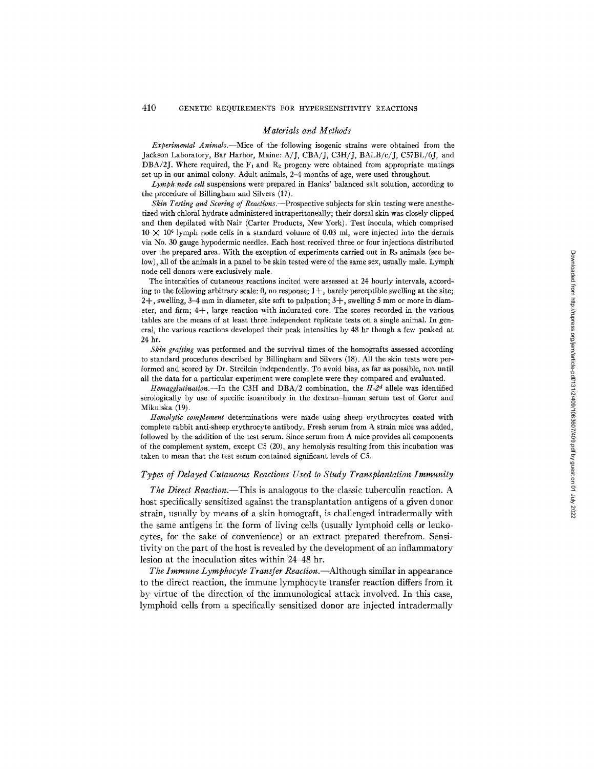## *Materials and Methods*

*Experimental Animals.*—Mice of the following isogenic strains were obtained from the Jackson Laboratory, Bar Harbor, Maine: A/J, CBA/J, C3H/J, BALB/c/J, C57BL/6J, and DBA/2J. Where required, the $F_1$ and $R_2$ progeny were obtained from appropriate matings set up in our animal colony. Adult animals, 2–4 months of age, were used throughout.

*Lymph node cell* suspensions were prepared in Hanks' balanced salt solution, according to the procedure of Billingham and Silvers (17).

*Skin Testing and Scoring of Reactions.*—Prospective subjects for skin testing were anesthetized with chloral hydrate administered intraperitoneally; their dorsal skin was closely clipped and then depilated with Nair (Carter Products, New York). Test inocula, which comprised $10 \times 10^6$ lymph node cells in a standard volume of 0.03 ml, were injected into the dermis via No. 30 gauge hypodermic needles. Each host received three or four injections distributed over the prepared area. With the exception of experiments carried out in $R_2$ animals (see below), all of the animals in a panel to be skin tested were of the same sex, usually male. Lymph node cell donors were exclusively male.

The intensities of cutaneous reactions incited were assessed at 24 hourly intervals, according to the following arbitrary scale: 0, no response; 1+, barely perceptible swelling at the site; 2+, swelling, 3–4 mm in diameter, site soft to palpation; 3+, swelling 5 mm or more in diameter, and firm; 4+, large reaction with indurated core. The scores recorded in the various tables are the means of at least three independent replicate tests on a single animal. In general, the various reactions developed their peak intensities by 48 hr though a few peaked at 24 hr.

*Skin grafting* was performed and the survival times of the homografts assessed according to standard procedures described by Billingham and Silvers (18). All the skin tests were performed and scored by Dr. Streilein independently. To avoid bias, as far as possible, not until all the data for a particular experiment were complete were they compared and evaluated.

*Hemagglutination.*—In the C3H and DBA/2 combination, the $H\text{-}2^d$ allele was identified serologically by use of specific isoantibody in the dextran–human serum test of Gorer and Mikulska (19).

*Hemolytic complement* determinations were made using sheep erythrocytes coated with complete rabbit anti-sheep erythrocyte antibody. Fresh serum from A strain mice was added, followed by the addition of the test serum. Since serum from A mice provides all components of the complement system, except C5 (20), any hemolysis resulting from this incubation was taken to mean that the test serum contained significant levels of C5.

## *Types of Delayed Cutaneous Reactions Used to Study Transplantation Immunity*

*The Direct Reaction.*—This is analogous to the classic tuberculin reaction. A host specifically sensitized against the transplantation antigens of a given donor strain, usually by means of a skin homograft, is challenged intradermally with the same antigens in the form of living cells (usually lymphoid cells or leukocytes, for the sake of convenience) or an extract prepared therefrom. Sensitivity on the part of the host is revealed by the development of an inflammatory lesion at the inoculation sites within 24–48 hr.

*The Immune Lymphocyte Transfer Reaction.*—Although similar in appearance to the direct reaction, the immune lymphocyte transfer reaction differs from it by virtue of the direction of the immunological attack involved. In this case, lymphoid cells from a specifically sensitized donor are injected intradermally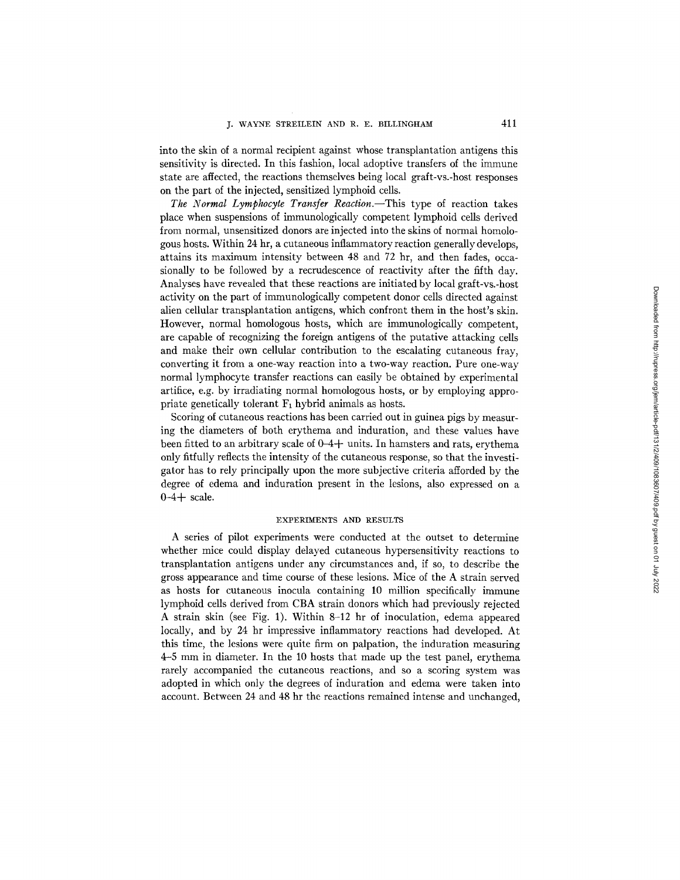into the skin of a normal recipient against whose transplantation antigens this sensitivity is directed. In this fashion, local adoptive transfers of the immune state are affected, the reactions themselves being local graft-vs.-host responses on the part of the injected, sensitized lymphoid cells.

*The Normal Lymphocyte Transfer Reaction.*—This type of reaction takes place when suspensions of immunologically competent lymphoid cells derived from normal, unsensitized donors are injected into the skins of normal homologous hosts. Within 24 hr, a cutaneous inflammatory reaction generally develops, attains its maximum intensity between 48 and 72 hr, and then fades, occasionally to be followed by a recrudescence of reactivity after the fifth day. Analyses have revealed that these reactions are initiated by local graft-vs.-host activity on the part of immunologically competent donor cells directed against alien cellular transplantation antigens, which confront them in the host's skin. However, normal homologous hosts, which are immunologically competent, are capable of recognizing the foreign antigens of the putative attacking cells and make their own cellular contribution to the escalating cutaneous fray, converting it from a one-way reaction into a two-way reaction. Pure one-way normal lymphocyte transfer reactions can easily be obtained by experimental artifice, e.g. by irradiating normal homologous hosts, or by employing appropriate genetically tolerant $F_1$ hybrid animals as hosts.

Scoring of cutaneous reactions has been carried out in guinea pigs by measuring the diameters of both erythema and induration, and these values have been fitted to an arbitrary scale of 0–4+ units. In hamsters and rats, erythema only fitfully reflects the intensity of the cutaneous response, so that the investigator has to rely principally upon the more subjective criteria afforded by the degree of edema and induration present in the lesions, also expressed on a 0–4+ scale.

## EXPERIMENTS AND RESULTS

A series of pilot experiments were conducted at the outset to determine whether mice could display delayed cutaneous hypersensitivity reactions to transplantation antigens under any circumstances and, if so, to describe the gross appearance and time course of these lesions. Mice of the A strain served as hosts for cutaneous inocula containing 10 million specifically immune lymphoid cells derived from CBA strain donors which had previously rejected A strain skin (see Fig. 1). Within 8–12 hr of inoculation, edema appeared locally, and by 24 hr impressive inflammatory reactions had developed. At this time, the lesions were quite firm on palpation, the induration measuring 4–5 mm in diameter. In the 10 hosts that made up the test panel, erythema rarely accompanied the cutaneous reactions, and so a scoring system was adopted in which only the degrees of induration and edema were taken into account. Between 24 and 48 hr the reactions remained intense and unchanged,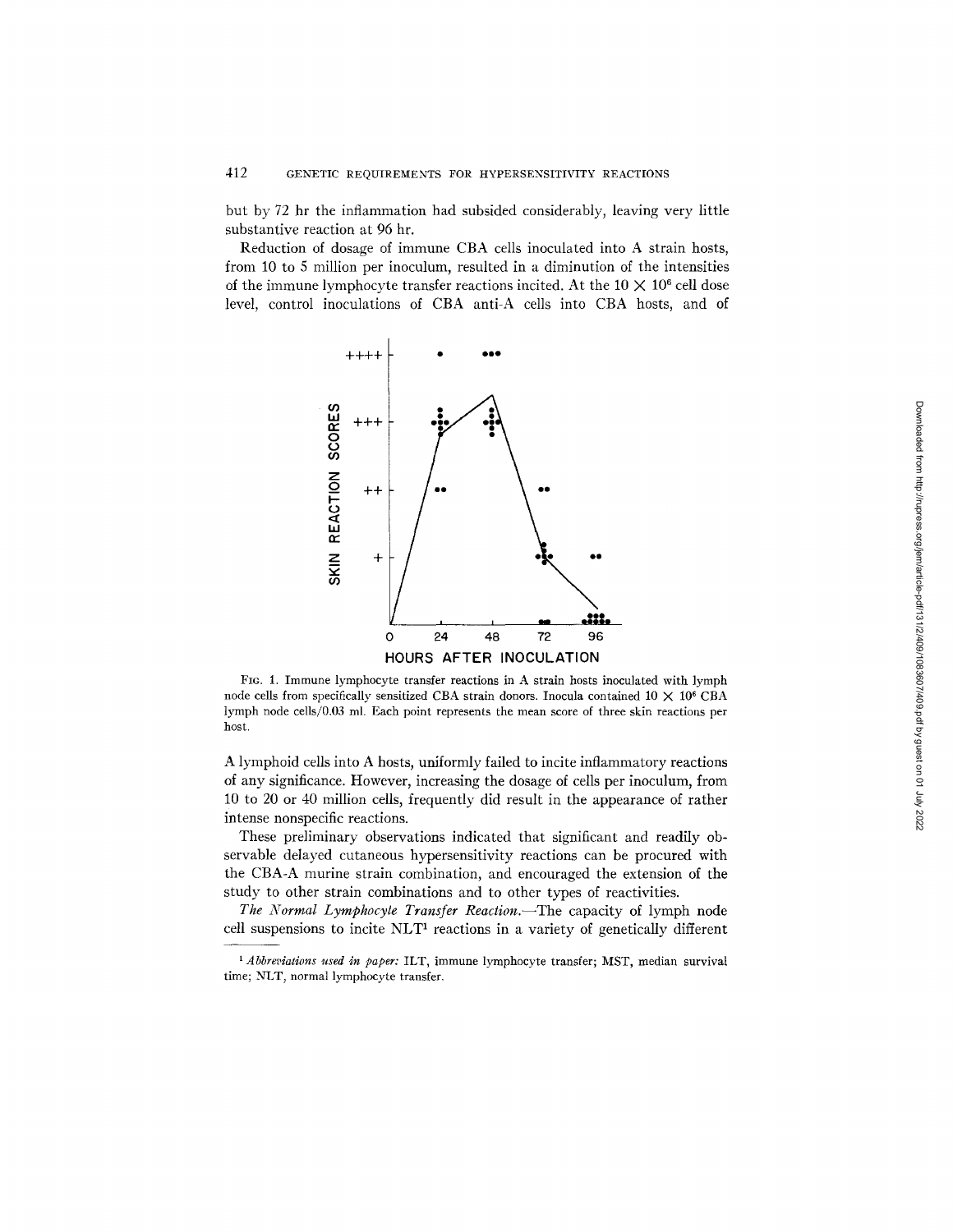but by 72 hr the inflammation had subsided considerably, leaving very little substantive reaction at 96 hr.

Reduction of dosage of immune CBA cells inoculated into A strain hosts, from 10 to 5 million per inoculum, resulted in a diminution of the intensities of the immune lymphocyte transfer reactions incited. At the $10 \times 10^6$ cell dose level, control inoculations of CBA anti-A cells into CBA hosts, and of

FIG. 1. Immune lymphocyte transfer reactions in A strain hosts inoculated with lymph node cells from specifically sensitized CBA strain donors. Inocula contained $10 \times 10^6$ CBA lymph node cells/0.03 ml. Each point represents the mean score of three skin reactions per host.

A lymphoid cells into A hosts, uniformly failed to incite inflammatory reactions of any significance. However, increasing the dosage of cells per inoculum, from 10 to 20 or 40 million cells, frequently did result in the appearance of rather intense nonspecific reactions.

These preliminary observations indicated that significant and readily observable delayed cutaneous hypersensitivity reactions can be procured with the CBA-A murine strain combination, and encouraged the extension of the study to other strain combinations and to other types of reactivities.

*The Normal Lymphocyte Transfer Reaction.*—The capacity of lymph node cell suspensions to incite NLT[1] reactions in a variety of genetically different

[1] *Abbreviations used in paper:* ILT, immune lymphocyte transfer; MST, median survival time; NLT, normal lymphocyte transfer.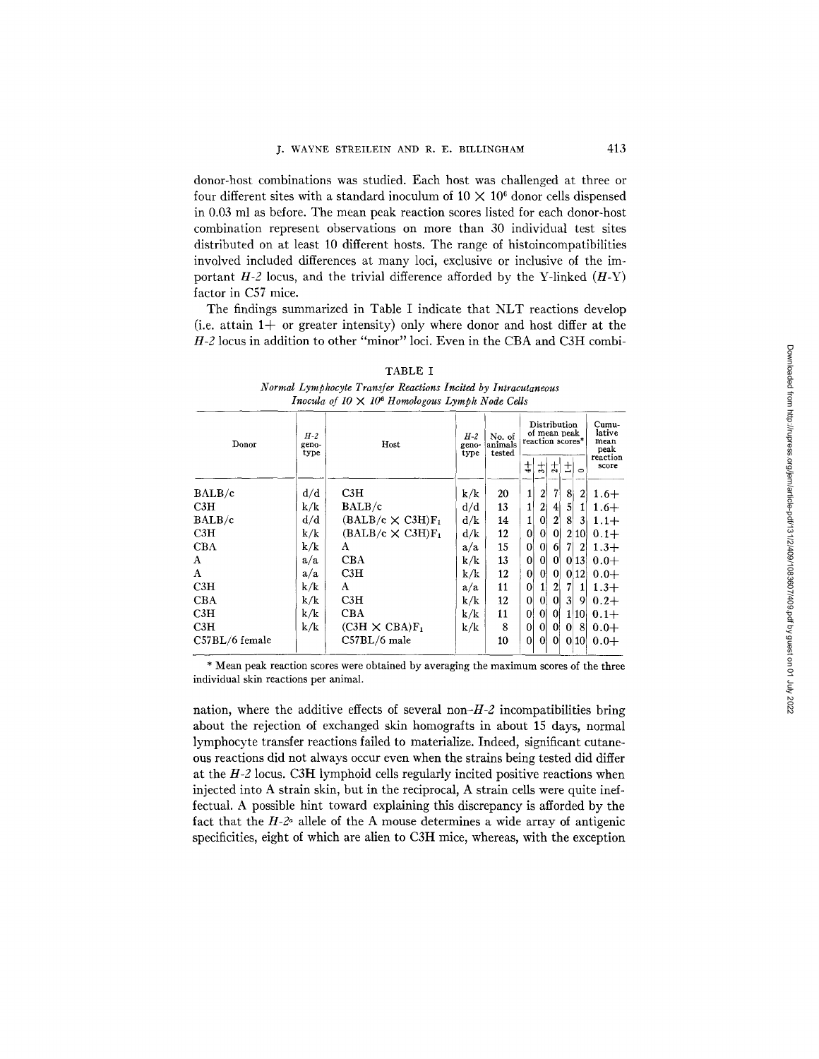donor-host combinations was studied. Each host was challenged at three or four different sites with a standard inoculum of $10 \times 10^6$ donor cells dispensed in 0.03 ml as before. The mean peak reaction scores listed for each donor-host combination represent observations on more than 30 individual test sites distributed on at least 10 different hosts. The range of histoincompatibilities involved included differences at many loci, exclusive or inclusive of the important *H-2* locus, and the trivial difference afforded by the Y-linked (*H*-Y) factor in C57 mice.

The findings summarized in Table I indicate that NLT reactions develop (i.e. attain 1+ or greater intensity) only where donor and host differ at the *H-2* locus in addition to other "minor" loci. Even in the CBA and C3H combination, where the additive effects of several non-*H-2* incompatibilities bring about the rejection of exchanged skin homografts in about 15 days, normal lymphocyte transfer reactions failed to materialize. Indeed, significant cutaneous reactions did not always occur even when the strains being tested did differ at the *H-2* locus. C3H lymphoid cells regularly incited positive reactions when injected into A strain skin, but in the reciprocal, A strain cells were quite ineffectual. A possible hint toward explaining this discrepancy is afforded by the fact that the $H\text{-}2^a$ allele of the A mouse determines a wide array of antigenic specificities, eight of which are alien to C3H mice, whereas, with the exception

TABLE I

*Normal Lymphocyte Transfer Reactions Incited by Intracutaneous Inocula of $10 \times 10^6$ Homologous Lymph Node Cells*

| Donor | *H-2* genotype | Host | *H-2* genotype | No. of animals tested | Distribution of mean peak reaction scores* | | | | | Cumulative mean peak reaction score |
|---|---|---|---|---|---|---|---|---|---|---|
| | | | | | 4+ | 3+ | 2+ | 1+ | 0 | |
| BALB/c | d/d | C3H | k/k | 20 | 1 | 2 | 7 | 8 | 2 | 1.6+ |
| C3H | k/k | BALB/c | d/d | 13 | 1 | 2 | 4 | 5 | 1 | 1.6+ |
| BALB/c | d/d | (BALB/c × C3H)$F_1$ | d/k | 14 | 1 | 0 | 2 | 8 | 3 | 1.1+ |
| C3H | k/k | (BALB/c × C3H)$F_1$ | d/k | 12 | 0 | 0 | 0 | 2 | 10 | 0.1+ |
| CBA | k/k | A | a/a | 15 | 0 | 0 | 6 | 7 | 2 | 1.3+ |
| A | a/a | CBA | k/k | 13 | 0 | 0 | 0 | 0 | 13 | 0.0+ |
| A | a/a | C3H | k/k | 12 | 0 | 0 | 0 | 0 | 12 | 0.0+ |
| C3H | k/k | A | a/a | 11 | 0 | 1 | 2 | 7 | 1 | 1.3+ |
| CBA | k/k | C3H | k/k | 12 | 0 | 0 | 0 | 3 | 9 | 0.2+ |
| C3H | k/k | CBA | k/k | 11 | 0 | 0 | 0 | 1 | 10 | 0.1+ |
| C3H | k/k | (C3H × CBA)$F_1$ | k/k | 8 | 0 | 0 | 0 | 0 | 8 | 0.0+ |
| C57BL/6 female | | C57BL/6 male | | 10 | 0 | 0 | 0 | 0 | 10 | 0.0+ |

\* Mean peak reaction scores were obtained by averaging the maximum scores of the three individual skin reactions per animal.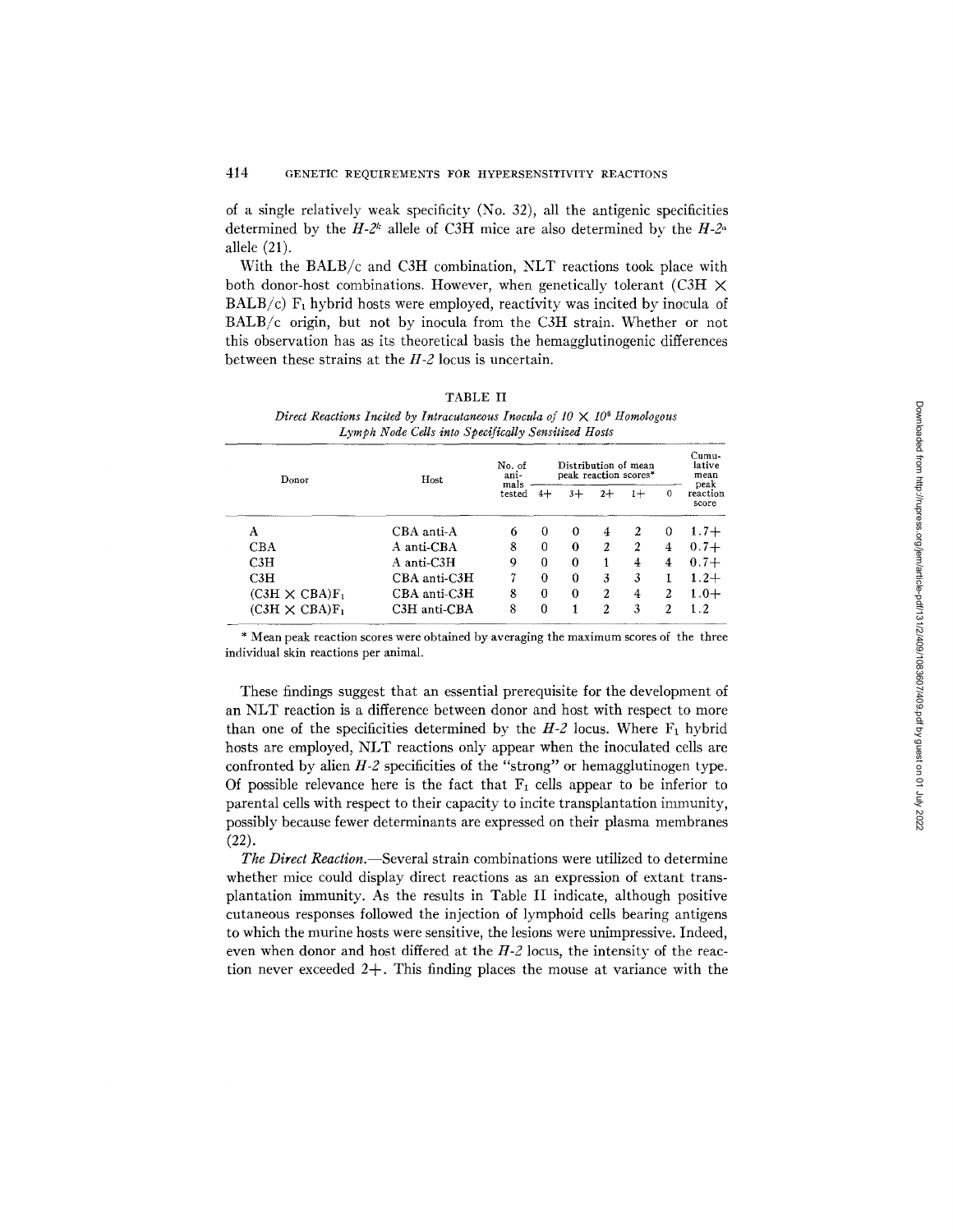of a single relatively weak specificity (No. 32), all the antigenic specificities determined by the $H\text{-}2^k$ allele of C3H mice are also determined by the $H\text{-}2^a$ allele (21).

With the BALB/c and C3H combination, NLT reactions took place with both donor-host combinations. However, when genetically tolerant (C3H × BALB/c) $F_1$ hybrid hosts were employed, reactivity was incited by inocula of BALB/c origin, but not by inocula from the C3H strain. Whether or not this observation has as its theoretical basis the hemagglutinogenic differences between these strains at the *H-2* locus is uncertain.

TABLE II

*Direct Reactions Incited by Intracutaneous Inocula of 10 × 10⁶ Homologous Lymph Node Cells into Specifically Sensitized Hosts*

| Donor | Host | No. of animals tested | Distribution of mean peak reaction scores* | | | | | Cumulative mean peak reaction score |
|---|---|---|---|---|---|---|---|---|
| | | | 4+ | 3+ | 2+ | 1+ | 0 | |
| A | CBA anti-A | 6 | 0 | 0 | 4 | 2 | 0 | 1.7+ |
| CBA | A anti-CBA | 8 | 0 | 0 | 2 | 2 | 4 | 0.7+ |
| C3H | A anti-C3H | 9 | 0 | 0 | 1 | 4 | 4 | 0.7+ |
| C3H | CBA anti-C3H | 7 | 0 | 0 | 3 | 3 | 1 | 1.2+ |
| (C3H × CBA)$F_1$ | CBA anti-C3H | 8 | 0 | 0 | 2 | 4 | 2 | 1.0+ |
| (C3H × CBA)$F_1$ | C3H anti-CBA | 8 | 0 | 1 | 2 | 3 | 2 | 1.2 |

\* Mean peak reaction scores were obtained by averaging the maximum scores of the three individual skin reactions per animal.

These findings suggest that an essential prerequisite for the development of an NLT reaction is a difference between donor and host with respect to more than one of the specificities determined by the *H-2* locus. Where $F_1$ hybrid hosts are employed, NLT reactions only appear when the inoculated cells are confronted by alien *H-2* specificities of the "strong" or hemagglutinogen type. Of possible relevance here is the fact that $F_1$ cells appear to be inferior to parental cells with respect to their capacity to incite transplantation immunity, possibly because fewer determinants are expressed on their plasma membranes (22).

*The Direct Reaction.*—Several strain combinations were utilized to determine whether mice could display direct reactions as an expression of extant transplantation immunity. As the results in Table II indicate, although positive cutaneous responses followed the injection of lymphoid cells bearing antigens to which the murine hosts were sensitive, the lesions were unimpressive. Indeed, even when donor and host differed at the *H-2* locus, the intensity of the reaction never exceeded 2+. This finding places the mouse at variance with the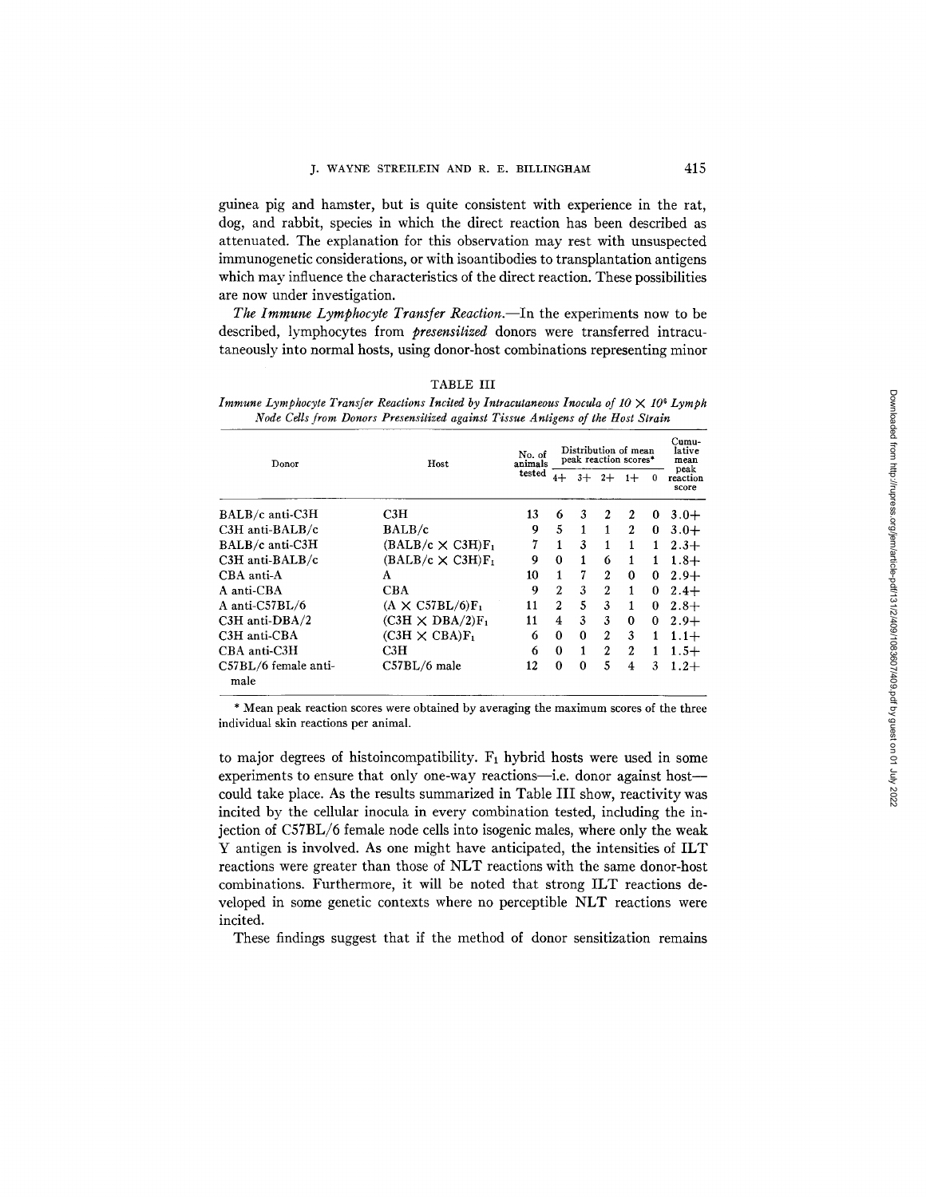guinea pig and hamster, but is quite consistent with experience in the rat, dog, and rabbit, species in which the direct reaction has been described as attenuated. The explanation for this observation may rest with unsuspected immunogenetic considerations, or with isoantibodies to transplantation antigens which may influence the characteristics of the direct reaction. These possibilities are now under investigation.

*The Immune Lymphocyte Transfer Reaction.*—In the experiments now to be described, lymphocytes from *presensitized* donors were transferred intracutaneously into normal hosts, using donor-host combinations representing minor

TABLE III

*Immune Lymphocyte Transfer Reactions Incited by Intracutaneous Inocula of 10 × 10⁶ Lymph Node Cells from Donors Presensitized against Tissue Antigens of the Host Strain*

| Donor | Host | No. of animals tested | Distribution of mean peak reaction scores* | | | | | Cumulative mean peak reaction score |
|---|---|---|---|---|---|---|---|---|
| | | | 4+ | 3+ | 2+ | 1+ | 0 | |
| BALB/c anti-C3H | C3H | 13 | 6 | 3 | 2 | 2 | 0 | 3.0+ |
| C3H anti-BALB/c | BALB/c | 9 | 5 | 1 | 1 | 2 | 0 | 3.0+ |
| BALB/c anti-C3H | (BALB/c × C3H)$F_1$ | 7 | 1 | 3 | 1 | 1 | 1 | 2.3+ |
| C3H anti-BALB/c | (BALB/c × C3H)$F_1$ | 9 | 0 | 1 | 6 | 1 | 1 | 1.8+ |
| CBA anti-A | A | 10 | 1 | 7 | 2 | 0 | 0 | 2.9+ |
| A anti-CBA | CBA | 9 | 2 | 3 | 2 | 1 | 0 | 2.4+ |
| A anti-C57BL/6 | (A × C57BL/6)$F_1$ | 11 | 2 | 5 | 3 | 1 | 0 | 2.8+ |
| C3H anti-DBA/2 | (C3H × DBA/2)$F_1$ | 11 | 4 | 3 | 3 | 0 | 0 | 2.9+ |
| C3H anti-CBA | (C3H × CBA)$F_1$ | 6 | 0 | 0 | 2 | 3 | 1 | 1.1+ |
| CBA anti-C3H | C3H | 6 | 0 | 1 | 2 | 2 | 1 | 1.5+ |
| C57BL/6 female anti-male | C57BL/6 male | 12 | 0 | 0 | 5 | 4 | 3 | 1.2+ |

\* Mean peak reaction scores were obtained by averaging the maximum scores of the three individual skin reactions per animal.

to major degrees of histoincompatibility. $F_1$ hybrid hosts were used in some experiments to ensure that only one-way reactions—i.e. donor against host—could take place. As the results summarized in Table III show, reactivity was incited by the cellular inocula in every combination tested, including the injection of C57BL/6 female node cells into isogenic males, where only the weak Y antigen is involved. As one might have anticipated, the intensities of ILT reactions were greater than those of NLT reactions with the same donor-host combinations. Furthermore, it will be noted that strong ILT reactions developed in some genetic contexts where no perceptible NLT reactions were incited.

These findings suggest that if the method of donor sensitization remains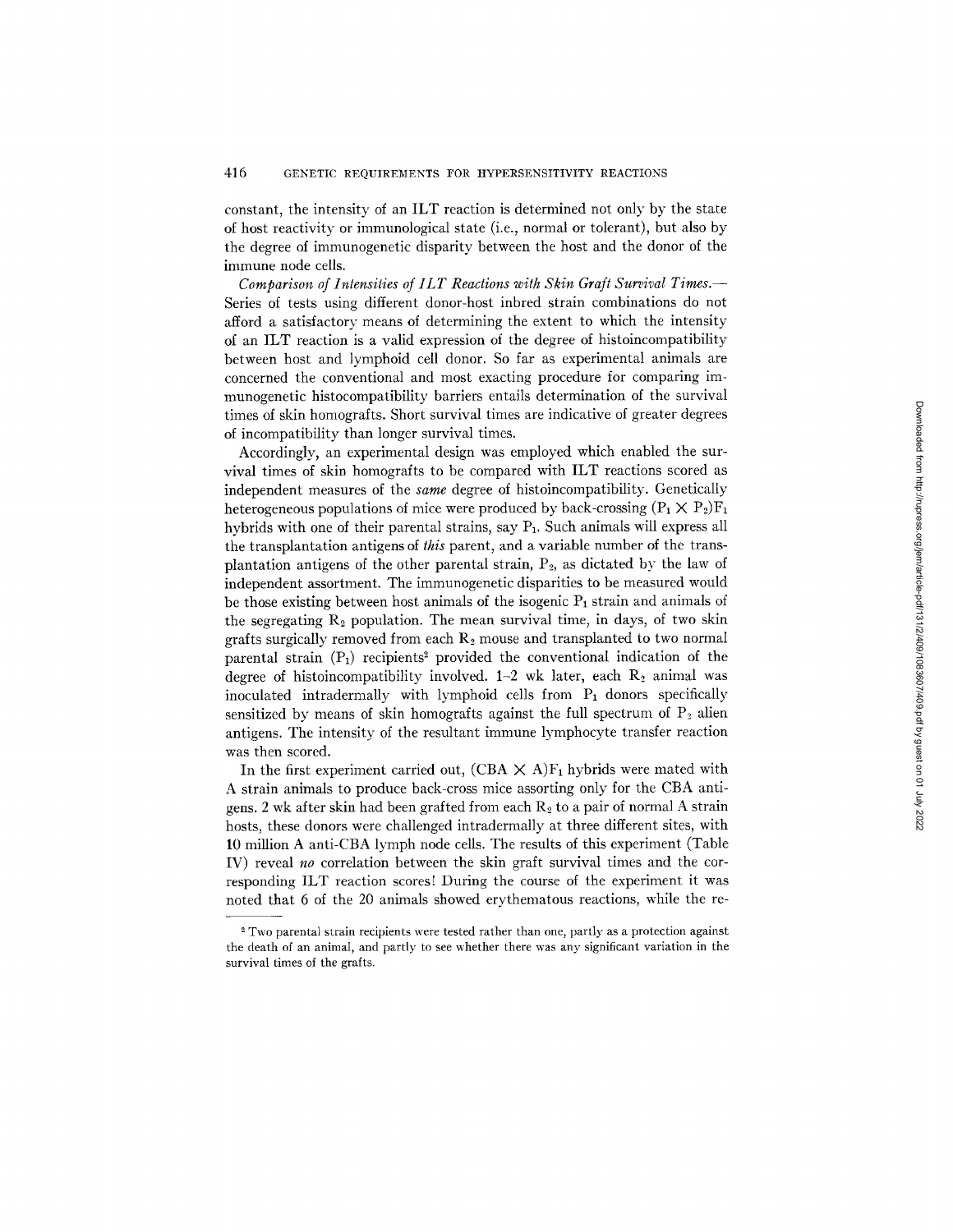constant, the intensity of an ILT reaction is determined not only by the state of host reactivity or immunological state (i.e., normal or tolerant), but also by the degree of immunogenetic disparity between the host and the donor of the immune node cells.

*Comparison of Intensities of ILT Reactions with Skin Graft Survival Times.*— Series of tests using different donor-host inbred strain combinations do not afford a satisfactory means of determining the extent to which the intensity of an ILT reaction is a valid expression of the degree of histoincompatibility between host and lymphoid cell donor. So far as experimental animals are concerned the conventional and most exacting procedure for comparing immunogenetic histocompatibility barriers entails determination of the survival times of skin homografts. Short survival times are indicative of greater degrees of incompatibility than longer survival times.

Accordingly, an experimental design was employed which enabled the survival times of skin homografts to be compared with ILT reactions scored as independent measures of the *same* degree of histoincompatibility. Genetically heterogeneous populations of mice were produced by back-crossing $(P_1 \times P_2)F_1$ hybrids with one of their parental strains, say $P_1$. Such animals will express all the transplantation antigens of *this* parent, and a variable number of the transplantation antigens of the other parental strain, $P_2$, as dictated by the law of independent assortment. The immunogenetic disparities to be measured would be those existing between host animals of the isogenic $P_1$ strain and animals of the segregating $R_2$ population. The mean survival time, in days, of two skin grafts surgically removed from each $R_2$ mouse and transplanted to two normal parental strain ($P_1$) recipients[2] provided the conventional indication of the degree of histoincompatibility involved. 1–2 wk later, each $R_2$ animal was inoculated intradermally with lymphoid cells from $P_1$ donors specifically sensitized by means of skin homografts against the full spectrum of $P_2$ alien antigens. The intensity of the resultant immune lymphocyte transfer reaction was then scored.

In the first experiment carried out, $(CBA \times A)F_1$ hybrids were mated with A strain animals to produce back-cross mice assorting only for the CBA antigens. 2 wk after skin had been grafted from each $R_2$ to a pair of normal A strain hosts, these donors were challenged intradermally at three different sites, with 10 million A anti-CBA lymph node cells. The results of this experiment (Table IV) reveal *no* correlation between the skin graft survival times and the corresponding ILT reaction scores! During the course of the experiment it was noted that 6 of the 20 animals showed erythematous reactions, while the re-

[2] Two parental strain recipients were tested rather than one, partly as a protection against the death of an animal, and partly to see whether there was any significant variation in the survival times of the grafts.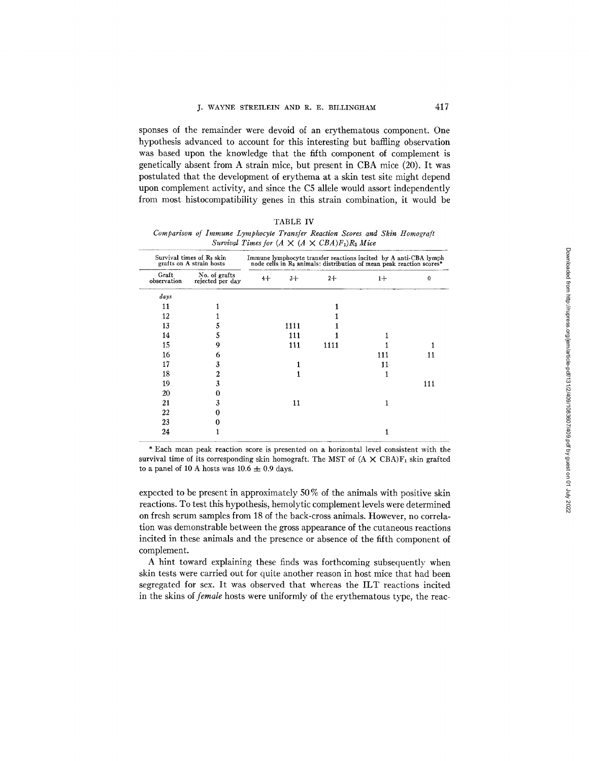sponses of the remainder were devoid of an erythematous component. One hypothesis advanced to account for this interesting but baffling observation was based upon the knowledge that the fifth component of complement is genetically absent from A strain mice, but present in CBA mice (20). It was postulated that the development of erythema at a skin test site might depend upon complement activity, and since the C5 allele would assort independently from most histocompatibility genes in this strain combination, it would be expected to be present in approximately 50% of the animals with positive skin reactions. To test this hypothesis, hemolytic complement levels were determined on fresh serum samples from 18 of the back-cross animals. However, no correlation was demonstrable between the gross appearance of the cutaneous reactions incited in these animals and the presence or absence of the fifth component of complement.

TABLE IV

*Comparison of Immune Lymphocyte Transfer Reaction Scores and Skin Homograft Survival Times for (A × (A × CBA)F₁)R₂ Mice*

| Survival times of $R_2$ skin grafts on A strain hosts | | Immune lymphocyte transfer reactions incited by A anti-CBA lymph node cells in $R_2$ animals: distribution of mean peak reaction scores* | | | | |
|---|---|---|---|---|---|---|
| Graft observation | No. of grafts rejected per day | 4+ | 3+ | 2+ | 1+ | 0 |
| *days* | | | | | | |
| 11 | 1 | | | 1 | | |
| 12 | 1 | | | 1 | | |
| 13 | 5 | | 1111 | 1 | | |
| 14 | 5 | | 111 | 1 | 1 | |
| 15 | 9 | | 111 | 1111 | 1 | 1 |
| 16 | 6 | | | | 111 | 11 |
| 17 | 3 | | 1 | | 11 | |
| 18 | 2 | | 1 | | 1 | |
| 19 | 3 | | | | | 111 |
| 20 | 0 | | | | | |
| 21 | 3 | | 11 | | 1 | |
| 22 | 0 | | | | | |
| 23 | 0 | | | | | |
| 24 | 1 | | | | 1 | |

\* Each mean peak reaction score is presented on a horizontal level consistent with the survival time of its corresponding skin homograft. The MST of (A × CBA)$F_1$ skin grafted to a panel of 10 A hosts was 10.6 ± 0.9 days.

A hint toward explaining these finds was forthcoming subsequently when skin tests were carried out for quite another reason in host mice that had been segregated for sex. It was observed that whereas the ILT reactions incited in the skins of *female* hosts were uniformly of the erythematous type, the reac-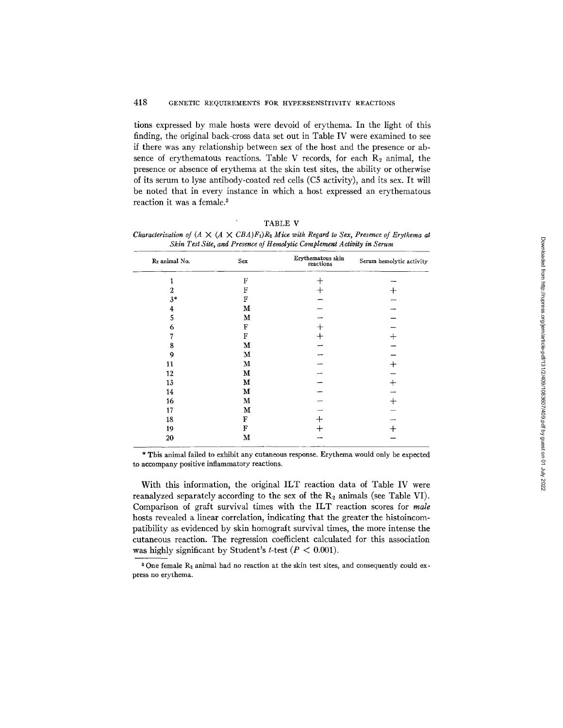tions expressed by male hosts were devoid of erythema. In the light of this finding, the original back-cross data set out in Table IV were examined to see if there was any relationship between sex of the host and the presence or absence of erythematous reactions. Table V records, for each $R_2$ animal, the presence or absence of erythema at the skin test sites, the ability or otherwise of its serum to lyse antibody-coated red cells (C5 activity), and its sex. It will be noted that in every instance in which a host expressed an erythematous reaction it was a female.[3]

TABLE V

*Characterization of $(A \times (A \times CBA)F_1)R_2$ Mice with Regard to Sex, Presence of Erythema at Skin Test Site, and Presence of Hemolytic Complement Activity in Serum*

| $R_2$ animal No. | Sex | Erythematous skin reactions | Serum hemolytic activity |
|---|---|---|---|
| 1 | F | + | − |
| 2 | F | + | + |
| 3* | F | − | − |
| 4 | M | − | − |
| 5 | M | − | − |
| 6 | F | + | − |
| 7 | F | + | + |
| 8 | M | − | − |
| 9 | M | − | − |
| 11 | M | − | + |
| 12 | M | − | − |
| 13 | M | − | + |
| 14 | M | − | − |
| 16 | M | − | + |
| 17 | M | − | − |
| 18 | F | + | − |
| 19 | F | + | + |
| 20 | M | − | − |

\* This animal failed to exhibit any cutaneous response. Erythema would only be expected to accompany positive inflammatory reactions.

With this information, the original ILT reaction data of Table IV were reanalyzed separately according to the sex of the $R_2$ animals (see Table VI). Comparison of graft survival times with the ILT reaction scores for *male* hosts revealed a linear correlation, indicating that the greater the histoincompatibility as evidenced by skin homograft survival times, the more intense the cutaneous reaction. The regression coefficient calculated for this association was highly significant by Student's *t*-test ($P < 0.001$).

[3] One female $R_2$ animal had no reaction at the skin test sites, and consequently could express no erythema.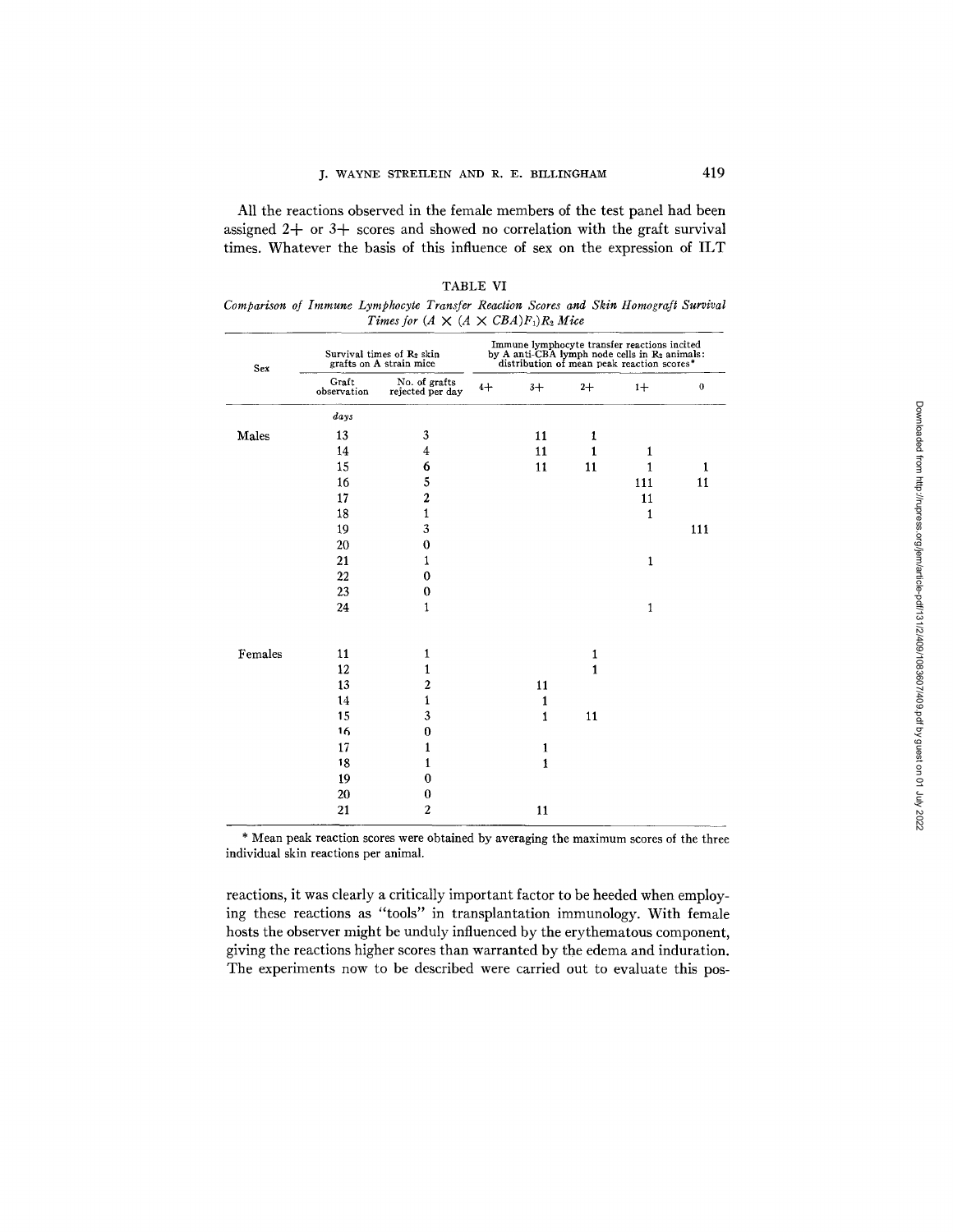All the reactions observed in the female members of the test panel had been assigned 2+ or 3+ scores and showed no correlation with the graft survival times. Whatever the basis of this influence of sex on the expression of ILT

TABLE VI

*Comparison of Immune Lymphocyte Transfer Reaction Scores and Skin Homograft Survival Times for $(A \times (A \times CBA)F_1)R_2$ Mice*

| Sex | Survival times of $R_2$ skin grafts on A strain mice | | Immune lymphocyte transfer reactions incited by A anti-CBA lymph node cells in $R_2$ animals: distribution of mean peak reaction scores* | | | | |
|---|---|---|---|---|---|---|---|
| | Graft observation | No. of grafts rejected per day | 4+ | 3+ | 2+ | 1+ | 0 |
| | *days* | | | | | | |
| Males | 13 | 3 | | 11 | 1 | | |
| | 14 | 4 | | 11 | 1 | 1 | |
| | 15 | 6 | | 11 | 11 | 1 | 1 |
| | 16 | 5 | | | | 111 | 11 |
| | 17 | 2 | | | | 11 | |
| | 18 | 1 | | | | 1 | |
| | 19 | 3 | | | | | 111 |
| | 20 | 0 | | | | | |
| | 21 | 1 | | | | 1 | |
| | 22 | 0 | | | | | |
| | 23 | 0 | | | | | |
| | 24 | 1 | | | | 1 | |
| Females | 11 | 1 | | | 1 | | |
| | 12 | 1 | | | 1 | | |
| | 13 | 2 | | 11 | | | |
| | 14 | 1 | | 1 | | | |
| | 15 | 3 | | 1 | 11 | | |
| | 16 | 0 | | | | | |
| | 17 | 1 | | 1 | | | |
| | 18 | 1 | | 1 | | | |
| | 19 | 0 | | | | | |
| | 20 | 0 | | | | | |
| | 21 | 2 | | 11 | | | |

\* Mean peak reaction scores were obtained by averaging the maximum scores of the three individual skin reactions per animal.

reactions, it was clearly a critically important factor to be heeded when employing these reactions as "tools" in transplantation immunology. With female hosts the observer might be unduly influenced by the erythematous component, giving the reactions higher scores than warranted by the edema and induration. The experiments now to be described were carried out to evaluate this pos-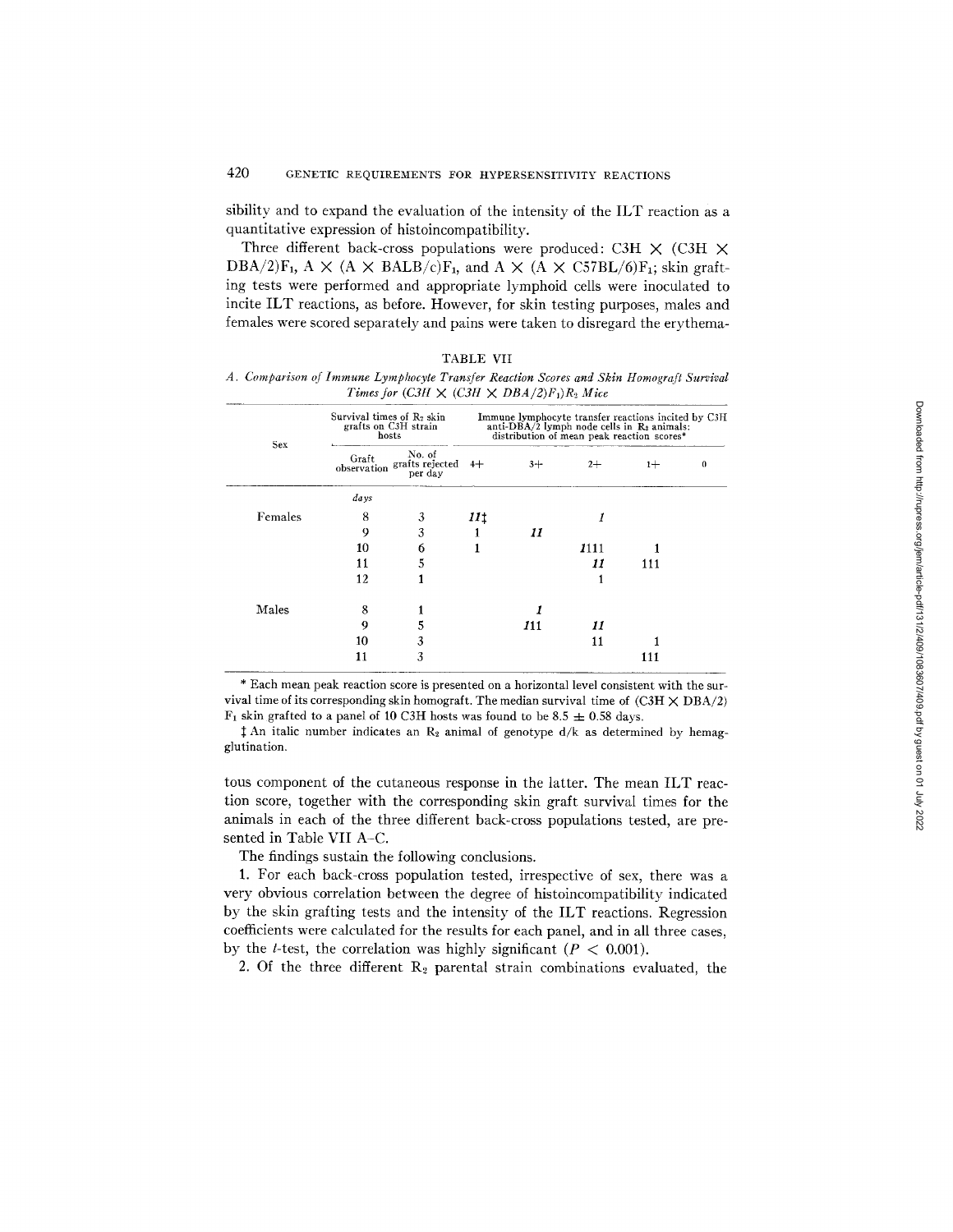sibility and to expand the evaluation of the intensity of the ILT reaction as a quantitative expression of histoincompatibility.

Three different back-cross populations were produced: C3H × (C3H × DBA/2)$F_1$, A × (A × BALB/c)$F_1$, and A × (A × C57BL/6)$F_1$; skin grafting tests were performed and appropriate lymphoid cells were inoculated to incite ILT reactions, as before. However, for skin testing purposes, males and females were scored separately and pains were taken to disregard the erythematous component of the cutaneous response in the latter. The mean ILT reaction score, together with the corresponding skin graft survival times for the animals in each of the three different back-cross populations tested, are presented in Table VII A–C.

TABLE VII

*A. Comparison of Immune Lymphocyte Transfer Reaction Scores and Skin Homograft Survival Times for (C3H × (C3H × DBA/2)F₁)R₂ Mice*

| Sex | Survival times of $R_2$ skin grafts on C3H strain hosts | | Immune lymphocyte transfer reactions incited by C3H anti-DBA/2 lymph node cells in $R_2$ animals: distribution of mean peak reaction scores* | | | | |
|---|---|---|---|---|---|---|---|
| | Graft observation | No. of grafts rejected per day | 4+ | 3+ | 2+ | 1+ | 0 |
| | *days* | | | | | | |
| Females | 8 | 3 | *11*‡ | | *1* | | |
| | 9 | 3 | 1 | *11* | | | |
| | 10 | 6 | 1 | | *1*111 | 1 | |
| | 11 | 5 | | | *11* | 111 | |
| | 12 | 1 | | | 1 | | |
| Males | 8 | 1 | | *1* | | | |
| | 9 | 5 | | *1*11 | *11* | | |
| | 10 | 3 | | | 11 | 1 | |
| | 11 | 3 | | | | 111 | |

\* Each mean peak reaction score is presented on a horizontal level consistent with the survival time of its corresponding skin homograft. The median survival time of (C3H × DBA/2) $F_1$ skin grafted to a panel of 10 C3H hosts was found to be 8.5 ± 0.58 days.

‡ An italic number indicates an $R_2$ animal of genotype d/k as determined by hemagglutination.

The findings sustain the following conclusions.

1. For each back-cross population tested, irrespective of sex, there was a very obvious correlation between the degree of histoincompatibility indicated by the skin grafting tests and the intensity of the ILT reactions. Regression coefficients were calculated for the results for each panel, and in all three cases, by the $t$-test, the correlation was highly significant ($P < 0.001$).

2. Of the three different $R_2$ parental strain combinations evaluated, the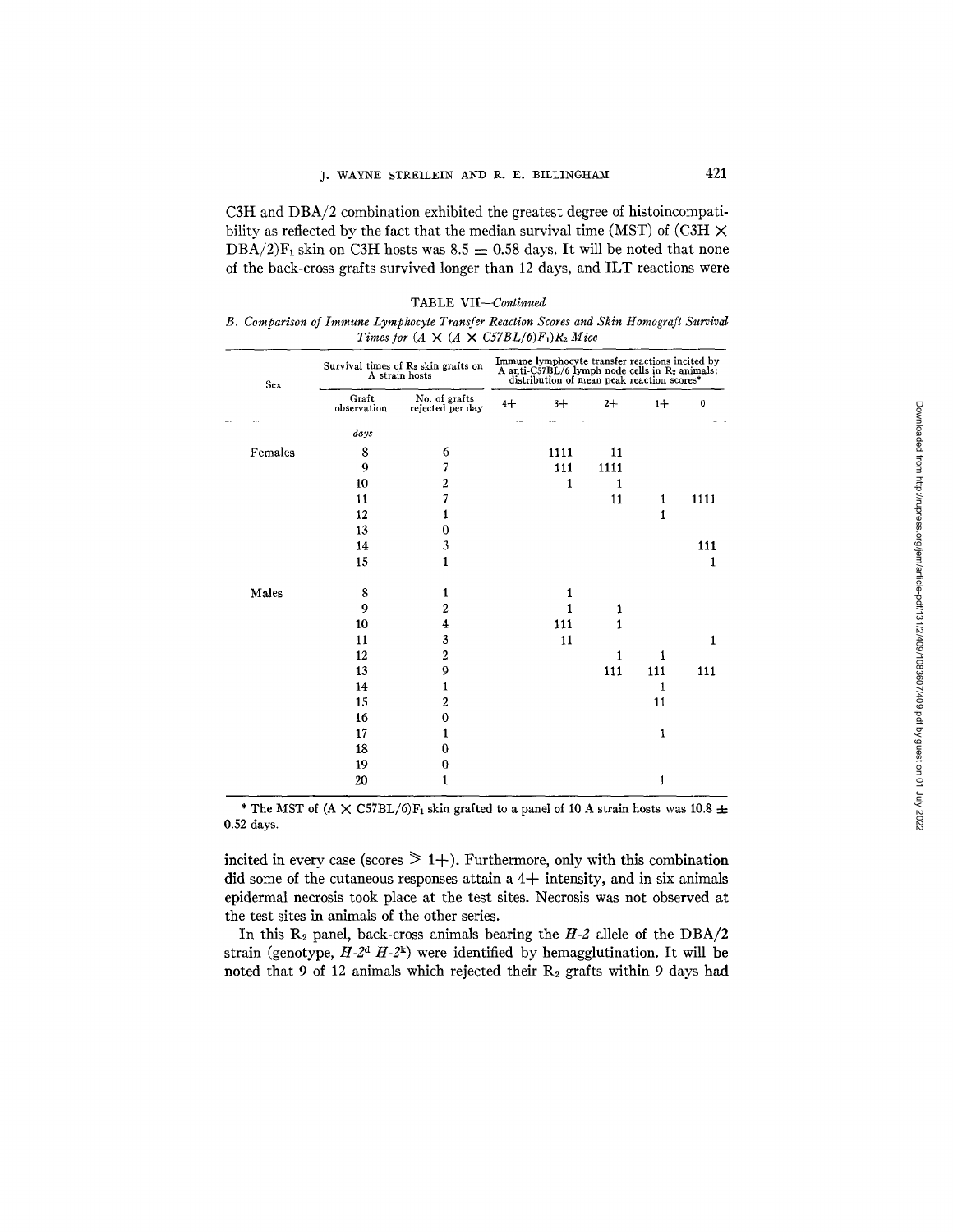C3H and DBA/2 combination exhibited the greatest degree of histoincompatibility as reflected by the fact that the median survival time (MST) of (C3H × DBA/2)$F_1$ skin on C3H hosts was 8.5 ± 0.58 days. It will be noted that none of the back-cross grafts survived longer than 12 days, and ILT reactions were

TABLE VII—*Continued*

*B. Comparison of Immune Lymphocyte Transfer Reaction Scores and Skin Homograft Survival Times for (A × (A × C57BL/6)$F_1$)$R_2$ Mice*

| Sex | Survival times of $R_2$ skin grafts on A strain hosts | | Immune lymphocyte transfer reactions incited by A anti-C57BL/6 lymph node cells in $R_2$ animals: distribution of mean peak reaction scores* | | | | |
|---|---|---|---|---|---|---|---|
| | Graft observation | No. of grafts rejected per day | 4+ | 3+ | 2+ | 1+ | 0 |
| | *days* | | | | | | |
| Females | 8 | 6 | | 1111 | 11 | | |
| | 9 | 7 | | 111 | 1111 | | |
| | 10 | 2 | | 1 | 1 | | |
| | 11 | 7 | | | 11 | 1 | 1111 |
| | 12 | 1 | | | | 1 | |
| | 13 | 0 | | | | | |
| | 14 | 3 | | | | | 111 |
| | 15 | 1 | | | | | 1 |
| Males | 8 | 1 | | 1 | | | |
| | 9 | 2 | | 1 | 1 | | |
| | 10 | 4 | | 111 | 1 | | |
| | 11 | 3 | | 11 | | | 1 |
| | 12 | 2 | | | 1 | 1 | |
| | 13 | 9 | | | 111 | 111 | 111 |
| | 14 | 1 | | | | 1 | |
| | 15 | 2 | | | | 11 | |
| | 16 | 0 | | | | | |
| | 17 | 1 | | | | 1 | |
| | 18 | 0 | | | | | |
| | 19 | 0 | | | | | |
| | 20 | 1 | | | | 1 | |

\* The MST of (A × C57BL/6)$F_1$ skin grafted to a panel of 10 A strain hosts was 10.8 ± 0.52 days.

incited in every case (scores ≥ 1+). Furthermore, only with this combination did some of the cutaneous responses attain a 4+ intensity, and in six animals epidermal necrosis took place at the test sites. Necrosis was not observed at the test sites in animals of the other series.

In this $R_2$ panel, back-cross animals bearing the *H-2* allele of the DBA/2 strain (genotype, $H\text{-}2^d$ $H\text{-}2^k$) were identified by hemagglutination. It will be noted that 9 of 12 animals which rejected their $R_2$ grafts within 9 days had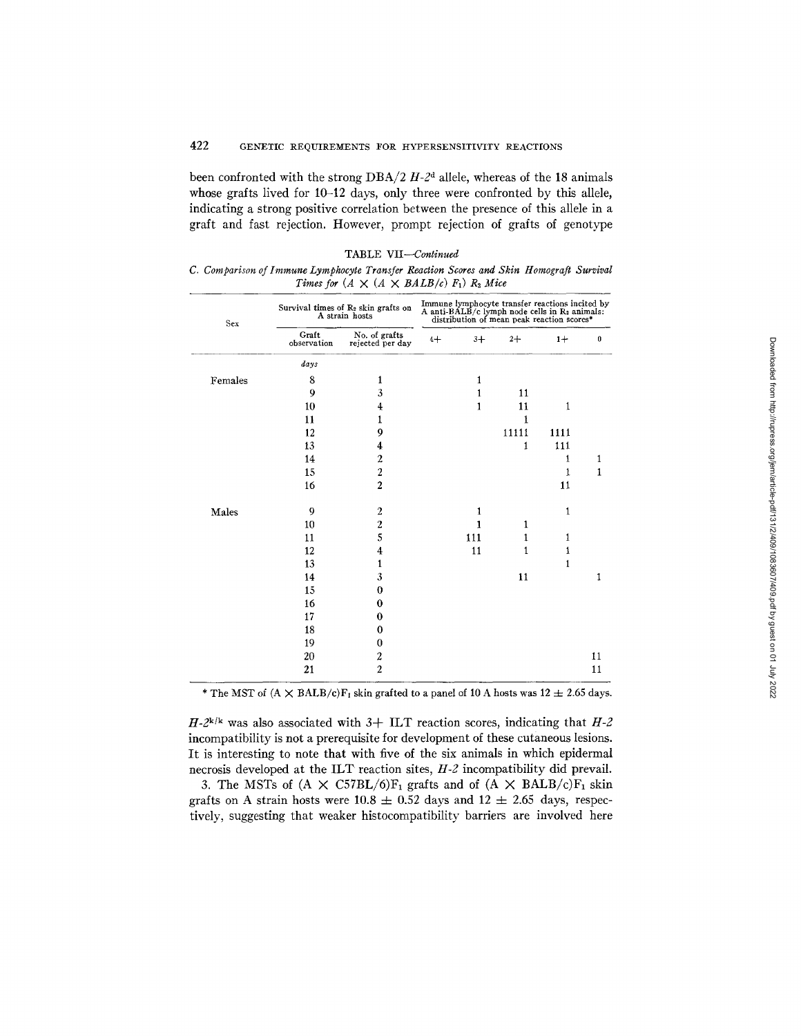been confronted with the strong DBA/2 $H\text{-}2^d$ allele, whereas of the 18 animals whose grafts lived for 10–12 days, only three were confronted by this allele, indicating a strong positive correlation between the presence of this allele in a graft and fast rejection. However, prompt rejection of grafts of genotype

TABLE VII—*Continued*

*C. Comparison of Immune Lymphocyte Transfer Reaction Scores and Skin Homograft Survival Times for (A × (A × BALB/c) $F_1$) $R_2$ Mice*

| Sex | Survival times of $R_2$ skin grafts on A strain hosts | | Immune lymphocyte transfer reactions incited by A anti-BALB/c lymph node cells in $R_2$ animals: distribution of mean peak reaction scores* | | | | |
|---|---|---|---|---|---|---|---|
| | Graft observation | No. of grafts rejected per day | 4+ | 3+ | 2+ | 1+ | 0 |
| | *days* | | | | | | |
| Females | 8 | 1 | | 1 | | | |
| | 9 | 3 | | 1 | 11 | | |
| | 10 | 4 | | 1 | 11 | 1 | |
| | 11 | 1 | | | 1 | | |
| | 12 | 9 | | | 11111 | 1111 | |
| | 13 | 4 | | | 1 | 111 | |
| | 14 | 2 | | | | 1 | 1 |
| | 15 | 2 | | | | 1 | 1 |
| | 16 | 2 | | | | 11 | |
| Males | 9 | 2 | | 1 | | 1 | |
| | 10 | 2 | | 1 | 1 | | |
| | 11 | 5 | | 111 | 1 | 1 | |
| | 12 | 4 | | 11 | 1 | 1 | |
| | 13 | 1 | | | | 1 | |
| | 14 | 3 | | | 11 | | 1 |
| | 15 | 0 | | | | | |
| | 16 | 0 | | | | | |
| | 17 | 0 | | | | | |
| | 18 | 0 | | | | | |
| | 19 | 0 | | | | | |
| | 20 | 2 | | | | | 11 |
| | 21 | 2 | | | | | 11 |

\* The MST of (A × BALB/c)$F_1$ skin grafted to a panel of 10 A hosts was $12 \pm 2.65$ days.

$H\text{-}2^{k/k}$ was also associated with 3+ ILT reaction scores, indicating that *H-2* incompatibility is not a prerequisite for development of these cutaneous lesions. It is interesting to note that with five of the six animals in which epidermal necrosis developed at the ILT reaction sites, *H-2* incompatibility did prevail.

3. The MSTs of (A × C57BL/6)$F_1$ grafts and of (A × BALB/c)$F_1$ skin grafts on A strain hosts were $10.8 \pm 0.52$ days and $12 \pm 2.65$ days, respectively, suggesting that weaker histocompatibility barriers are involved here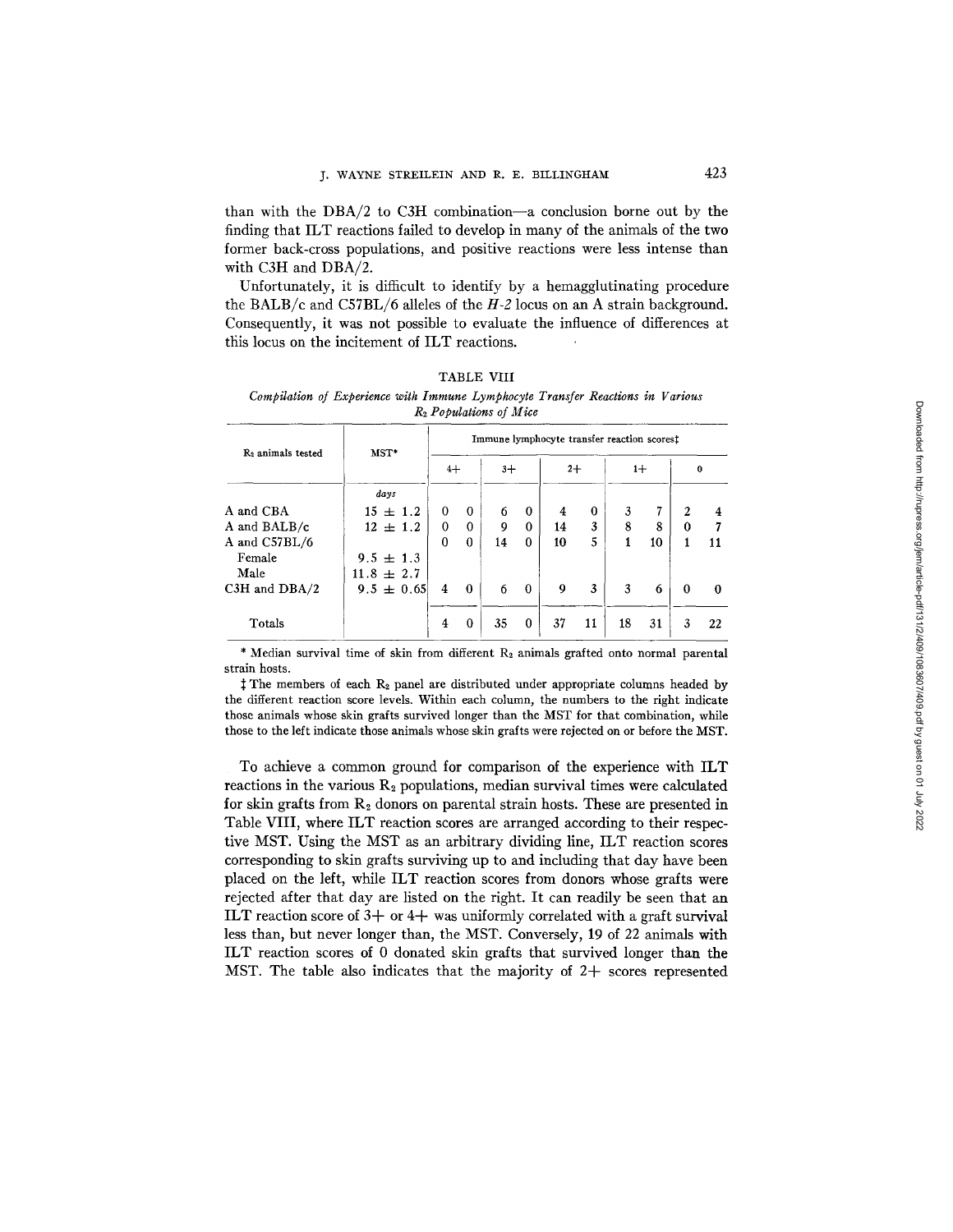than with the DBA/2 to C3H combination—a conclusion borne out by the finding that ILT reactions failed to develop in many of the animals of the two former back-cross populations, and positive reactions were less intense than with C3H and DBA/2.

Unfortunately, it is difficult to identify by a hemagglutinating procedure the BALB/c and C57BL/6 alleles of the *H-2* locus on an A strain background. Consequently, it was not possible to evaluate the influence of differences at this locus on the incitement of ILT reactions.

TABLE VIII

*Compilation of Experience with Immune Lymphocyte Transfer Reactions in Various $R_2$ Populations of Mice*

| $R_2$ animals tested | MST* | Immune lymphocyte transfer reaction scores‡ | | | | | | | | | |
|---|---|---|---|---|---|---|---|---|---|---|---|
| | | 4+ | | 3+ | | 2+ | | 1+ | | 0 | |
| | *days* | | | | | | | | | | |
| A and CBA | 15 ± 1.2 | 0 | 0 | 6 | 0 | 4 | 0 | 3 | 7 | 2 | 4 |
| A and BALB/c | 12 ± 1.2 | 0 | 0 | 9 | 0 | 14 | 3 | 8 | 8 | 0 | 7 |
| A and C57BL/6 | | 0 | 0 | 14 | 0 | 10 | 5 | 1 | 10 | 1 | 11 |
| Female | 9.5 ± 1.3 | | | | | | | | | | |
| Male | 11.8 ± 2.7 | | | | | | | | | | |
| C3H and DBA/2 | 9.5 ± 0.65 | 4 | 0 | 6 | 0 | 9 | 3 | 3 | 6 | 0 | 0 |
| Totals | | 4 | 0 | 35 | 0 | 37 | 11 | 18 | 31 | 3 | 22 |

\* Median survival time of skin from different $R_2$ animals grafted onto normal parental strain hosts.

‡ The members of each $R_2$ panel are distributed under appropriate columns headed by the different reaction score levels. Within each column, the numbers to the right indicate those animals whose skin grafts survived longer than the MST for that combination, while those to the left indicate those animals whose skin grafts were rejected on or before the MST.

To achieve a common ground for comparison of the experience with ILT reactions in the various $R_2$ populations, median survival times were calculated for skin grafts from $R_2$ donors on parental strain hosts. These are presented in Table VIII, where ILT reaction scores are arranged according to their respective MST. Using the MST as an arbitrary dividing line, ILT reaction scores corresponding to skin grafts surviving up to and including that day have been placed on the left, while ILT reaction scores from donors whose grafts were rejected after that day are listed on the right. It can readily be seen that an ILT reaction score of 3+ or 4+ was uniformly correlated with a graft survival less than, but never longer than, the MST. Conversely, 19 of 22 animals with ILT reaction scores of 0 donated skin grafts that survived longer than the MST. The table also indicates that the majority of 2+ scores represented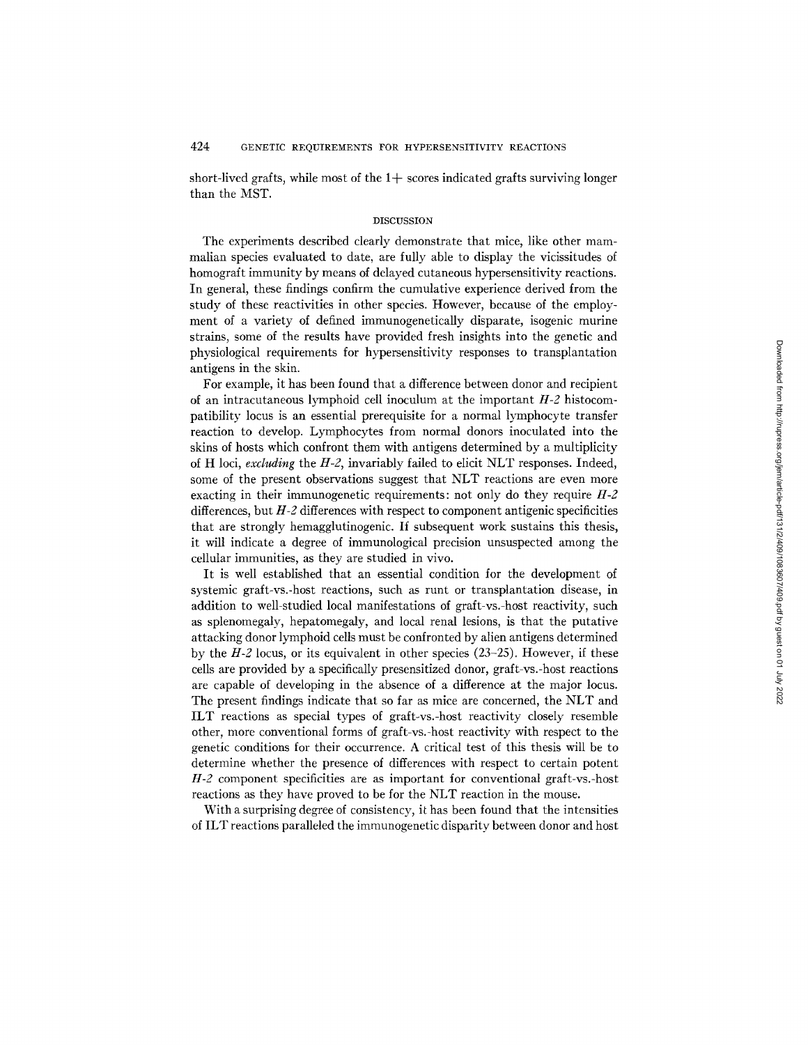short-lived grafts, while most of the 1+ scores indicated grafts surviving longer than the MST.

## DISCUSSION

The experiments described clearly demonstrate that mice, like other mammalian species evaluated to date, are fully able to display the vicissitudes of homograft immunity by means of delayed cutaneous hypersensitivity reactions. In general, these findings confirm the cumulative experience derived from the study of these reactivities in other species. However, because of the employment of a variety of defined immunogenetically disparate, isogenic murine strains, some of the results have provided fresh insights into the genetic and physiological requirements for hypersensitivity responses to transplantation antigens in the skin.

For example, it has been found that a difference between donor and recipient of an intracutaneous lymphoid cell inoculum at the important *H-2* histocompatibility locus is an essential prerequisite for a normal lymphocyte transfer reaction to develop. Lymphocytes from normal donors inoculated into the skins of hosts which confront them with antigens determined by a multiplicity of H loci, *excluding* the *H-2*, invariably failed to elicit NLT responses. Indeed, some of the present observations suggest that NLT reactions are even more exacting in their immunogenetic requirements: not only do they require *H-2* differences, but *H-2* differences with respect to component antigenic specificities that are strongly hemagglutinogenic. If subsequent work sustains this thesis, it will indicate a degree of immunological precision unsuspected among the cellular immunities, as they are studied in vivo.

It is well established that an essential condition for the development of systemic graft-vs.-host reactions, such as runt or transplantation disease, in addition to well-studied local manifestations of graft-vs.-host reactivity, such as splenomegaly, hepatomegaly, and local renal lesions, is that the putative attacking donor lymphoid cells must be confronted by alien antigens determined by the *H-2* locus, or its equivalent in other species (23–25). However, if these cells are provided by a specifically presensitized donor, graft-vs.-host reactions are capable of developing in the absence of a difference at the major locus. The present findings indicate that so far as mice are concerned, the NLT and ILT reactions as special types of graft-vs.-host reactivity closely resemble other, more conventional forms of graft-vs.-host reactivity with respect to the genetic conditions for their occurrence. A critical test of this thesis will be to determine whether the presence of differences with respect to certain potent *H-2* component specificities are as important for conventional graft-vs.-host reactions as they have proved to be for the NLT reaction in the mouse.

With a surprising degree of consistency, it has been found that the intensities of ILT reactions paralleled the immunogenetic disparity between donor and host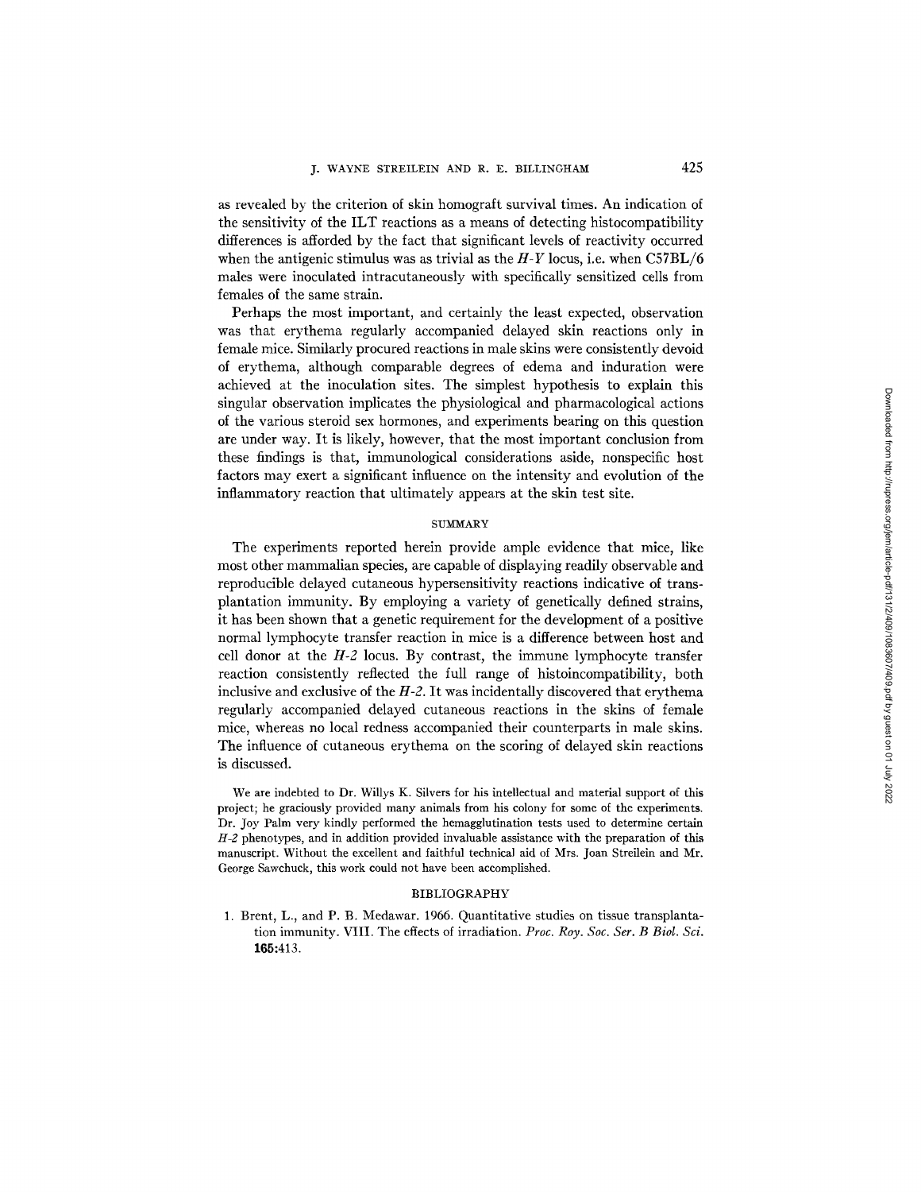as revealed by the criterion of skin homograft survival times. An indication of the sensitivity of the ILT reactions as a means of detecting histocompatibility differences is afforded by the fact that significant levels of reactivity occurred when the antigenic stimulus was as trivial as the *H-Y* locus, i.e. when C57BL/6 males were inoculated intracutaneously with specifically sensitized cells from females of the same strain.

Perhaps the most important, and certainly the least expected, observation was that erythema regularly accompanied delayed skin reactions only in female mice. Similarly procured reactions in male skins were consistently devoid of erythema, although comparable degrees of edema and induration were achieved at the inoculation sites. The simplest hypothesis to explain this singular observation implicates the physiological and pharmacological actions of the various steroid sex hormones, and experiments bearing on this question are under way. It is likely, however, that the most important conclusion from these findings is that, immunological considerations aside, nonspecific host factors may exert a significant influence on the intensity and evolution of the inflammatory reaction that ultimately appears at the skin test site.

## SUMMARY

The experiments reported herein provide ample evidence that mice, like most other mammalian species, are capable of displaying readily observable and reproducible delayed cutaneous hypersensitivity reactions indicative of transplantation immunity. By employing a variety of genetically defined strains, it has been shown that a genetic requirement for the development of a positive normal lymphocyte transfer reaction in mice is a difference between host and cell donor at the *H-2* locus. By contrast, the immune lymphocyte transfer reaction consistently reflected the full range of histoincompatibility, both inclusive and exclusive of the *H-2*. It was incidentally discovered that erythema regularly accompanied delayed cutaneous reactions in the skins of female mice, whereas no local redness accompanied their counterparts in male skins. The influence of cutaneous erythema on the scoring of delayed skin reactions is discussed.

We are indebted to Dr. Willys K. Silvers for his intellectual and material support of this project; he graciously provided many animals from his colony for some of the experiments. Dr. Joy Palm very kindly performed the hemagglutination tests used to determine certain *H-2* phenotypes, and in addition provided invaluable assistance with the preparation of this manuscript. Without the excellent and faithful technical aid of Mrs. Joan Streilein and Mr. George Sawchuck, this work could not have been accomplished.

## BIBLIOGRAPHY

1. Brent, L., and P. B. Medawar. 1966. Quantitative studies on tissue transplantation immunity. VIII. The effects of irradiation. *Proc. Roy. Soc. Ser. B Biol. Sci.* **165**:413.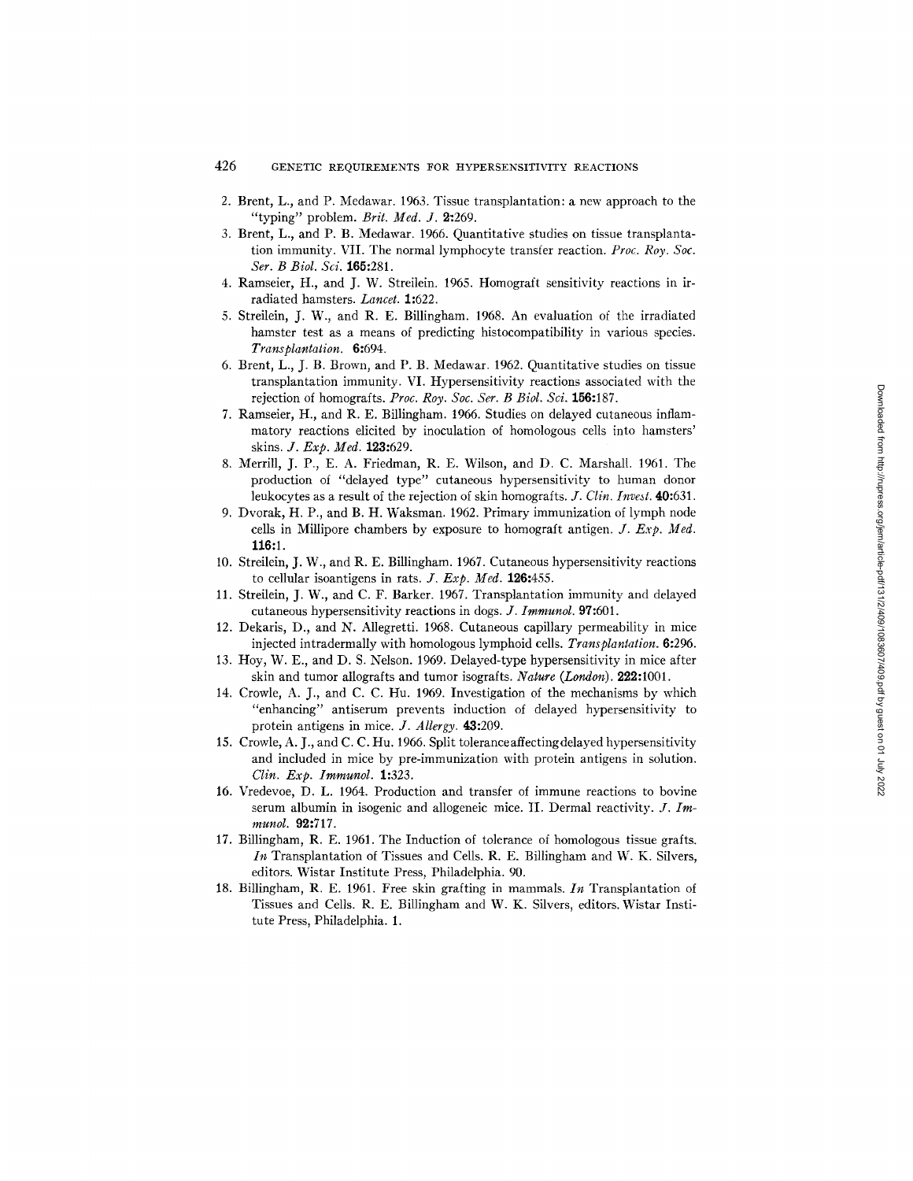2. Brent, L., and P. Medawar. 1963. Tissue transplantation: a new approach to the "typing" problem. *Brit. Med. J.* **2**:269.
3. Brent, L., and P. B. Medawar. 1966. Quantitative studies on tissue transplantation immunity. VII. The normal lymphocyte transfer reaction. *Proc. Roy. Soc. Ser. B Biol. Sci.* **165**:281.
4. Ramseier, H., and J. W. Streilein. 1965. Homograft sensitivity reactions in irradiated hamsters. *Lancet.* **1**:622.
5. Streilein, J. W., and R. E. Billingham. 1968. An evaluation of the irradiated hamster test as a means of predicting histocompatibility in various species. *Transplantation.* **6**:694.
6. Brent, L., J. B. Brown, and P. B. Medawar. 1962. Quantitative studies on tissue transplantation immunity. VI. Hypersensitivity reactions associated with the rejection of homografts. *Proc. Roy. Soc. Ser. B Biol. Sci.* **156**:187.
7. Ramseier, H., and R. E. Billingham. 1966. Studies on delayed cutaneous inflammatory reactions elicited by inoculation of homologous cells into hamsters' skins. *J. Exp. Med.* **123**:629.
8. Merrill, J. P., E. A. Friedman, R. E. Wilson, and D. C. Marshall. 1961. The production of "delayed type" cutaneous hypersensitivity to human donor leukocytes as a result of the rejection of skin homografts. *J. Clin. Invest.* **40**:631.
9. Dvorak, H. P., and B. H. Waksman. 1962. Primary immunization of lymph node cells in Millipore chambers by exposure to homograft antigen. *J. Exp. Med.* **116**:1.
10. Streilein, J. W., and R. E. Billingham. 1967. Cutaneous hypersensitivity reactions to cellular isoantigens in rats. *J. Exp. Med.* **126**:455.
11. Streilein, J. W., and C. F. Barker. 1967. Transplantation immunity and delayed cutaneous hypersensitivity reactions in dogs. *J. Immunol.* **97**:601.
12. Dekaris, D., and N. Allegretti. 1968. Cutaneous capillary permeability in mice injected intradermally with homologous lymphoid cells. *Transplantation.* **6**:296.
13. Hoy, W. E., and D. S. Nelson. 1969. Delayed-type hypersensitivity in mice after skin and tumor allografts and tumor isografts. *Nature (London).* **222**:1001.
14. Crowle, A. J., and C. C. Hu. 1969. Investigation of the mechanisms by which "enhancing" antiserum prevents induction of delayed hypersensitivity to protein antigens in mice. *J. Allergy.* **43**:209.
15. Crowle, A. J., and C. C. Hu. 1966. Split toleranceaffectingdelayed hypersensitivity and included in mice by pre-immunization with protein antigens in solution. *Clin. Exp. Immunol.* **1**:323.
16. Vredevoe, D. L. 1964. Production and transfer of immune reactions to bovine serum albumin in isogenic and allogeneic mice. II. Dermal reactivity. *J. Immunol.* **92**:717.
17. Billingham, R. E. 1961. The Induction of tolerance of homologous tissue grafts. *In* Transplantation of Tissues and Cells. R. E. Billingham and W. K. Silvers, editors. Wistar Institute Press, Philadelphia. 90.
18. Billingham, R. E. 1961. Free skin grafting in mammals. *In* Transplantation of Tissues and Cells. R. E. Billingham and W. K. Silvers, editors. Wistar Institute Press, Philadelphia. 1.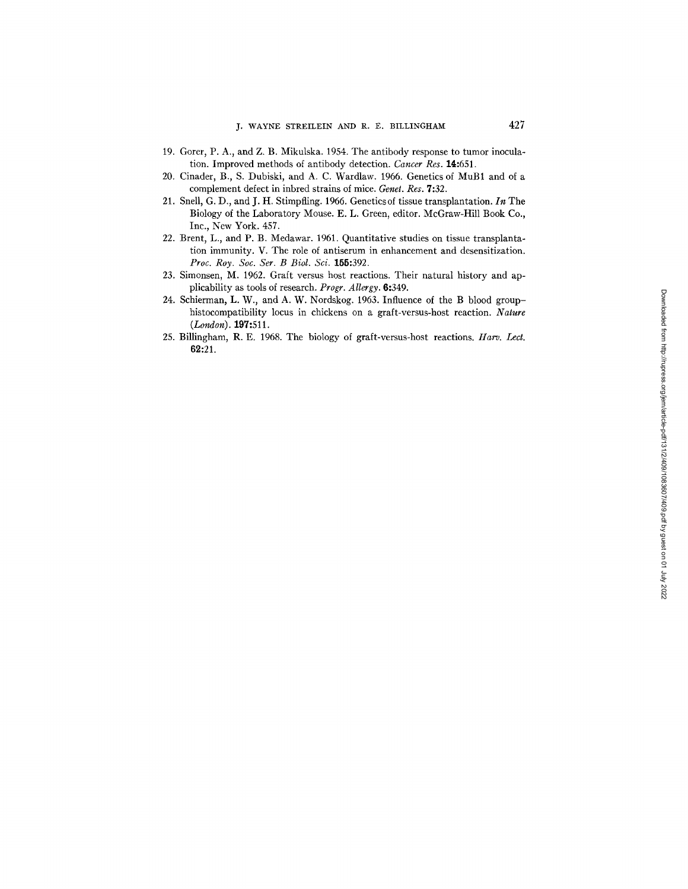19. Gorer, P. A., and Z. B. Mikulska. 1954. The antibody response to tumor inoculation. Improved methods of antibody detection. *Cancer Res.* **14:**651.
20. Cinader, B., S. Dubiski, and A. C. Wardlaw. 1966. Genetics of MuB1 and of a complement defect in inbred strains of mice. *Genet. Res.* **7:**32.
21. Snell, G. D., and J. H. Stimpfling. 1966. Genetics of tissue transplantation. *In* The Biology of the Laboratory Mouse. E. L. Green, editor. McGraw-Hill Book Co., Inc., New York. 457.
22. Brent, L., and P. B. Medawar. 1961. Quantitative studies on tissue transplantation immunity. V. The role of antiserum in enhancement and desensitization. *Proc. Roy. Soc. Ser. B Biol. Sci.* **155:**392.
23. Simonsen, M. 1962. Graft versus host reactions. Their natural history and applicability as tools of research. *Progr. Allergy.* **6:**349.
24. Schierman, L. W., and A. W. Nordskog. 1963. Influence of the B blood group–histocompatibility locus in chickens on a graft-versus-host reaction. *Nature (London).* **197:**511.
25. Billingham, R. E. 1968. The biology of graft-versus-host reactions. *Harv. Lect.* **62:**21.